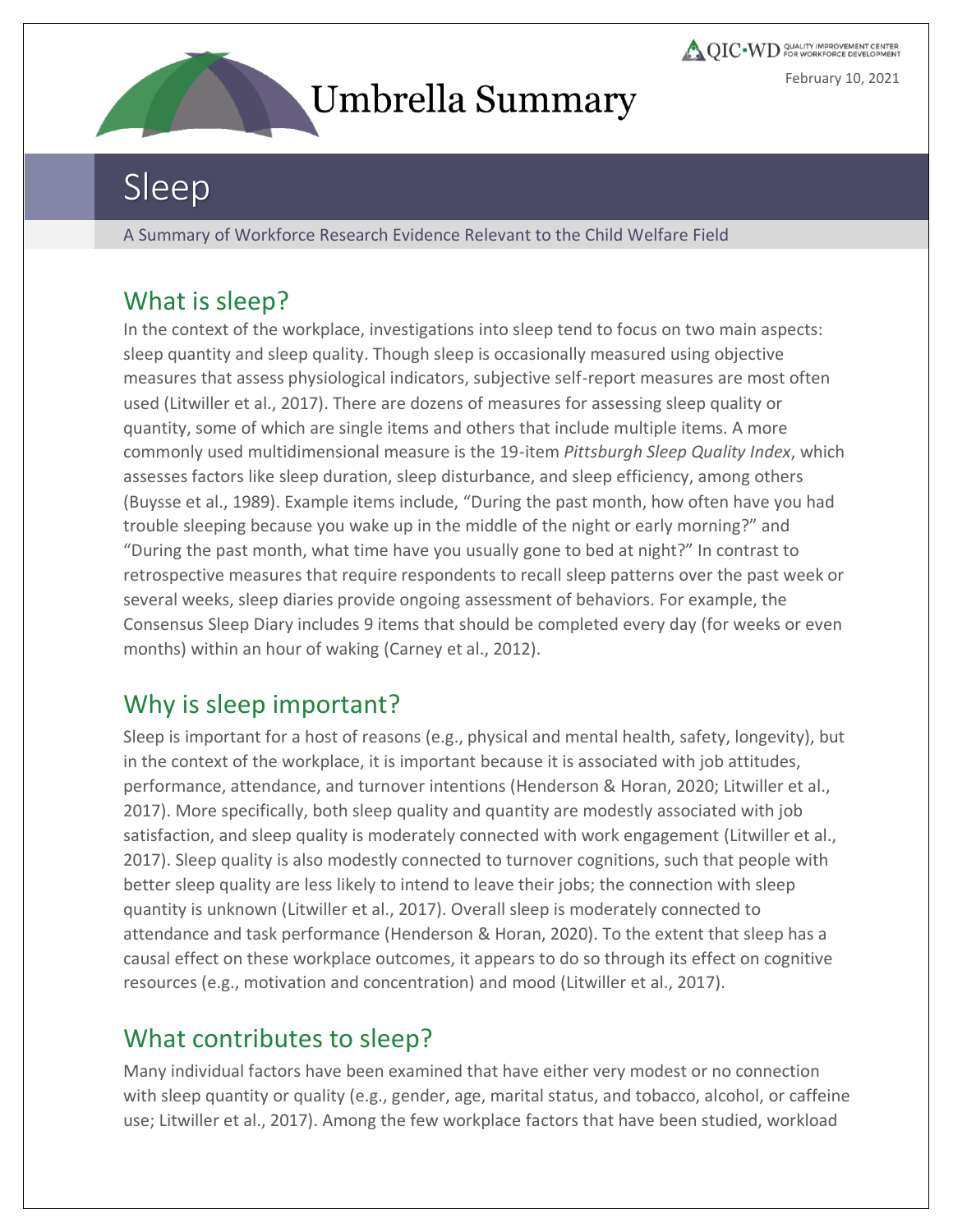Umbrella Summary

February 10, 2021

# Sleep

A Summary of Workforce Research Evidence Relevant to the Child Welfare Field

## What is sleep?

In the context of the workplace, investigations into sleep tend to focus on two main aspects: sleep quantity and sleep quality. Though sleep is occasionally measured using objective measures that assess physiological indicators, subjective self-report measures are most often used (Litwiller et al., 2017). There are dozens of measures for assessing sleep quality or quantity, some of which are single items and others that include multiple items. A more commonly used multidimensional measure is the 19-item *Pittsburgh Sleep Quality Index*, which assesses factors like sleep duration, sleep disturbance, and sleep efficiency, among others (Buysse et al., 1989). Example items include, "During the past month, how often have you had trouble sleeping because you wake up in the middle of the night or early morning?" and "During the past month, what time have you usually gone to bed at night?" In contrast to retrospective measures that require respondents to recall sleep patterns over the past week or several weeks, sleep diaries provide ongoing assessment of behaviors. For example, the Consensus Sleep Diary includes 9 items that should be completed every day (for weeks or even months) within an hour of waking (Carney et al., 2012).

## Why is sleep important?

Sleep is important for a host of reasons (e.g., physical and mental health, safety, longevity), but in the context of the workplace, it is important because it is associated with job attitudes, performance, attendance, and turnover intentions (Henderson & Horan, 2020; Litwiller et al., 2017). More specifically, both sleep quality and quantity are modestly associated with job satisfaction, and sleep quality is moderately connected with work engagement (Litwiller et al., 2017). Sleep quality is also modestly connected to turnover cognitions, such that people with better sleep quality are less likely to intend to leave their jobs; the connection with sleep quantity is unknown (Litwiller et al., 2017). Overall sleep is moderately connected to attendance and task performance (Henderson & Horan, 2020). To the extent that sleep has a causal effect on these workplace outcomes, it appears to do so through its effect on cognitive resources (e.g., motivation and concentration) and mood (Litwiller et al., 2017).

## What contributes to sleep?

Many individual factors have been examined that have either very modest or no connection with sleep quantity or quality (e.g., gender, age, marital status, and tobacco, alcohol, or caffeine use; Litwiller et al., 2017). Among the few workplace factors that have been studied, workload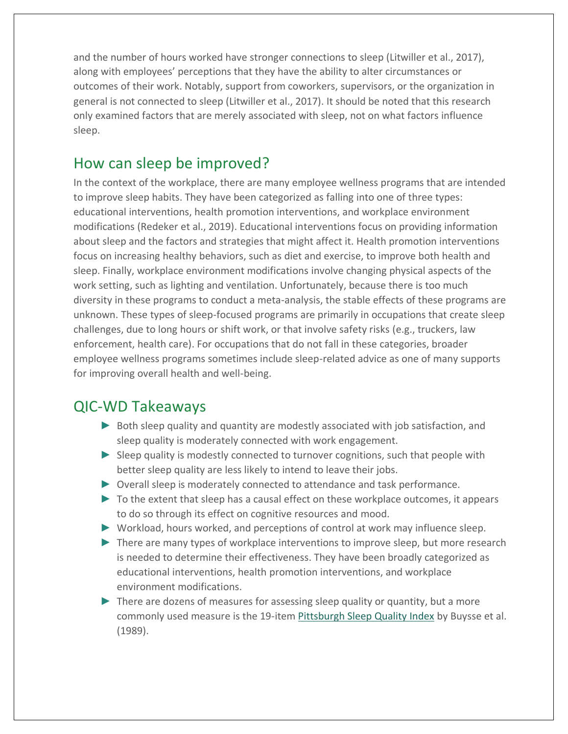and the number of hours worked have stronger connections to sleep (Litwiller et al., 2017), along with employees' perceptions that they have the ability to alter circumstances or outcomes of their work. Notably, support from coworkers, supervisors, or the organization in general is not connected to sleep (Litwiller et al., 2017). It should be noted that this research only examined factors that are merely associated with sleep, not on what factors influence sleep.

## How can sleep be improved?

In the context of the workplace, there are many employee wellness programs that are intended to improve sleep habits. They have been categorized as falling into one of three types: educational interventions, health promotion interventions, and workplace environment modifications (Redeker et al., 2019). Educational interventions focus on providing information about sleep and the factors and strategies that might affect it. Health promotion interventions focus on increasing healthy behaviors, such as diet and exercise, to improve both health and sleep. Finally, workplace environment modifications involve changing physical aspects of the work setting, such as lighting and ventilation. Unfortunately, because there is too much diversity in these programs to conduct a meta-analysis, the stable effects of these programs are unknown. These types of sleep-focused programs are primarily in occupations that create sleep challenges, due to long hours or shift work, or that involve safety risks (e.g., truckers, law enforcement, health care). For occupations that do not fall in these categories, broader employee wellness programs sometimes include sleep-related advice as one of many supports for improving overall health and well-being.

## QIC-WD Takeaways

- Both sleep quality and quantity are modestly associated with job satisfaction, and sleep quality is moderately connected with work engagement.
- Sleep quality is modestly connected to turnover cognitions, such that people with better sleep quality are less likely to intend to leave their jobs.
- Overall sleep is moderately connected to attendance and task performance.
- To the extent that sleep has a causal effect on these workplace outcomes, it appears to do so through its effect on cognitive resources and mood.
- Workload, hours worked, and perceptions of control at work may influence sleep.
- There are many types of workplace interventions to improve sleep, but more research is needed to determine their effectiveness. They have been broadly categorized as educational interventions, health promotion interventions, and workplace environment modifications.
- There are dozens of measures for assessing sleep quality or quantity, but a more commonly used measure is the 19-item Pittsburgh Sleep Quality Index by Buysse et al. (1989).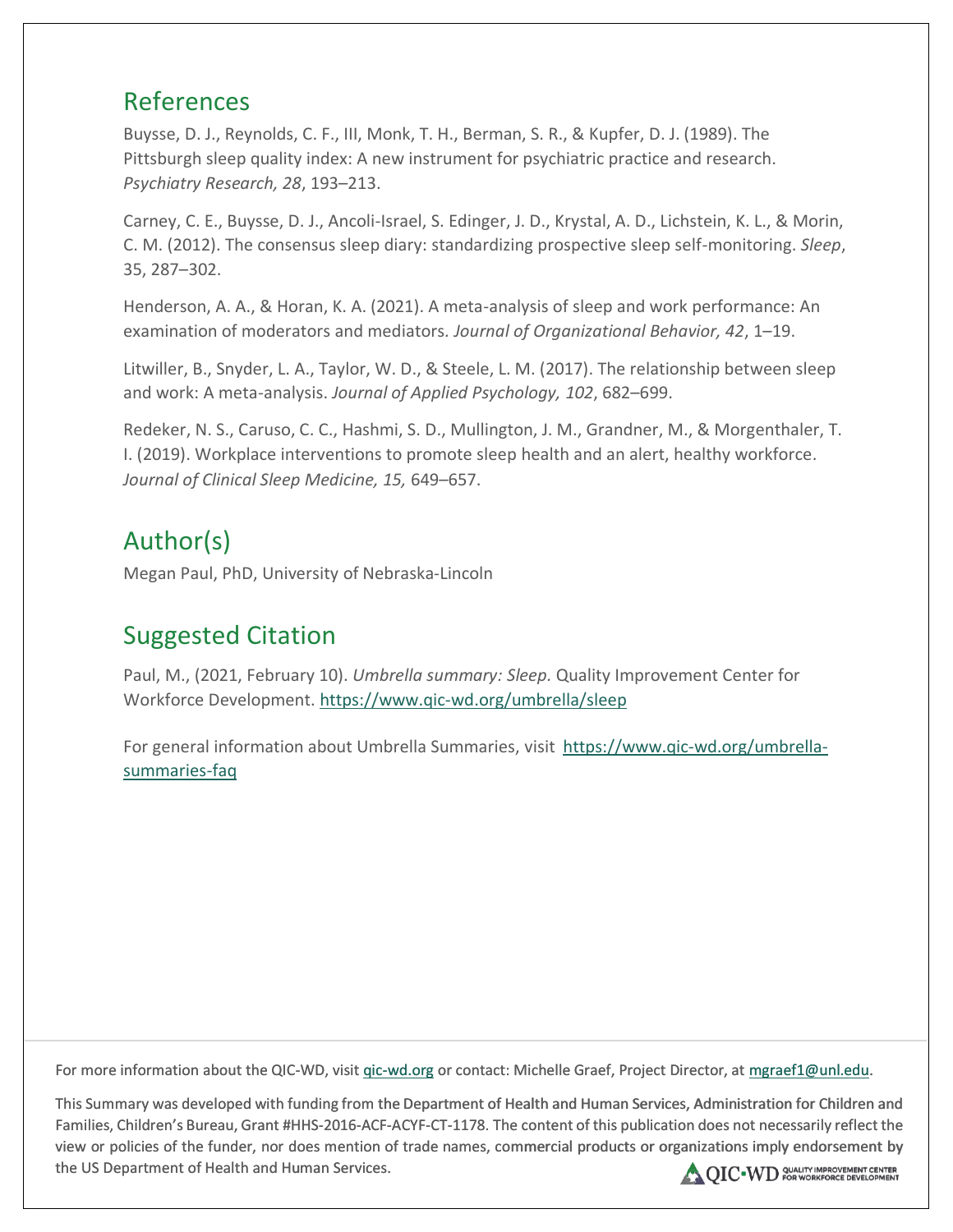## References

Buysse, D. J., Reynolds, C. F., III, Monk, T. H., Berman, S. R., & Kupfer, D. J. (1989). The Pittsburgh sleep quality index: A new instrument for psychiatric practice and research. *Psychiatry Research, 28*, 193–213.

Carney, C. E., Buysse, D. J., Ancoli-Israel, S. Edinger, J. D., Krystal, A. D., Lichstein, K. L., & Morin, C. M. (2012). The consensus sleep diary: standardizing prospective sleep self-monitoring. *Sleep*, 35, 287–302.

Henderson, A. A., & Horan, K. A. (2021). A meta-analysis of sleep and work performance: An examination of moderators and mediators. *Journal of Organizational Behavior, 42*, 1–19.

Litwiller, B., Snyder, L. A., Taylor, W. D., & Steele, L. M. (2017). The relationship between sleep and work: A meta-analysis. *Journal of Applied Psychology, 102*, 682–699.

Redeker, N. S., Caruso, C. C., Hashmi, S. D., Mullington, J. M., Grandner, M., & Morgenthaler, T. I. (2019). Workplace interventions to promote sleep health and an alert, healthy workforce. *Journal of Clinical Sleep Medicine, 15,* 649–657.

## Author(s)

Megan Paul, PhD, University of Nebraska-Lincoln

## Suggested Citation

Paul, M., (2021, February 10). *Umbrella summary: Sleep.* Quality Improvement Center for Workforce Development. https://www.qic-wd.org/umbrella/sleep

For general information about Umbrella Summaries, visit https://www.qic-wd.org/umbrella-summaries-faq

For more information about the QIC-WD, visit qic-wd.org or contact: Michelle Graef, Project Director, at mgraef1@unl.edu.

This Summary was developed with funding from the Department of Health and Human Services, Administration for Children and Families, Children's Bureau, Grant #HHS-2016-ACF-ACYF-CT-1178. The content of this publication does not necessarily reflect the view or policies of the funder, nor does mention of trade names, commercial products or organizations imply endorsement by the US Department of Health and Human Services.

QIC•WD QUALITY IMPROVEMENT CENTER FOR WORKFORCE DEVELOPMENT